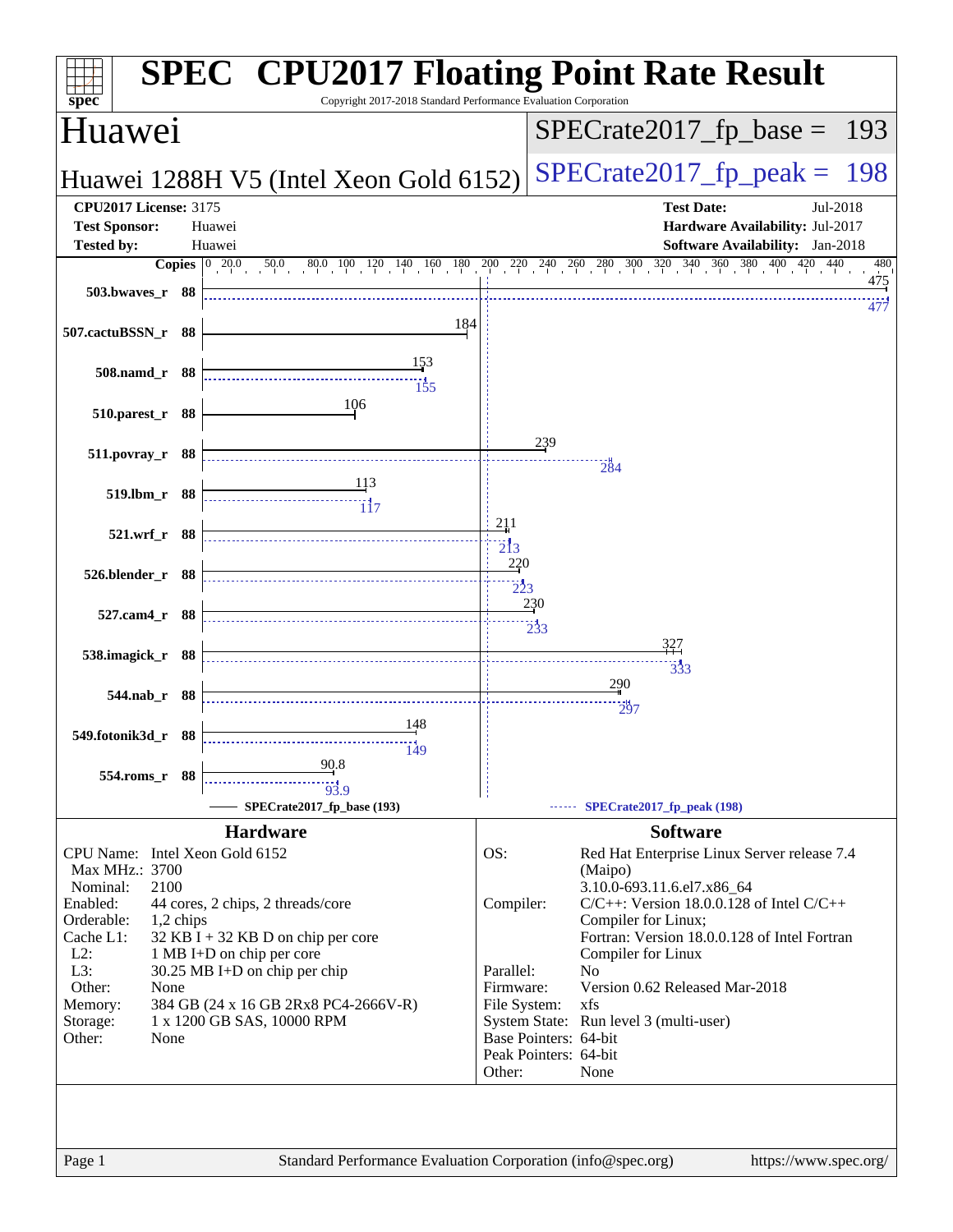# SPEC CPU2017 Floating Point Rate Result

Copyright 2017-2018 Standard Performance Evaluation Corporation

## Huawei

**Huawei 1288H V5 (Intel Xeon Gold 6152)**

SPECrate2017_fp_base = 193

SPECrate2017_fp_peak = 198

| | | | |
|---|---|---|---|
| **CPU2017 License:** | 3175 | **Test Date:** | Jul-2018 |
| **Test Sponsor:** | Huawei | **Hardware Availability:** | Jul-2017 |
| **Tested by:** | Huawei | **Software Availability:** | Jan-2018 |

| Benchmark | Copies | Base | Peak |
|---|---|---|---|
| 503.bwaves_r | 88 | 475 | 477 |
| 507.cactuBSSN_r | 88 | 184 | |
| 508.namd_r | 88 | 153 | 155 |
| 510.parest_r | 88 | 106 | |
| 511.povray_r | 88 | 239 | 284 |
| 519.lbm_r | 88 | 113 | 117 |
| 521.wrf_r | 88 | 211 | 213 |
| 526.blender_r | 88 | 220 | 223 |
| 527.cam4_r | 88 | 230 | 233 |
| 538.imagick_r | 88 | 327 | 333 |
| 544.nab_r | 88 | 290 | 297 |
| 549.fotonik3d_r | 88 | 148 | 149 |
| 554.roms_r | 88 | 90.8 | 93.9 |

SPECrate2017_fp_base (193) — SPECrate2017_fp_peak (198)

## Hardware

- **CPU Name:** Intel Xeon Gold 6152
- **Max MHz.:** 3700
- **Nominal:** 2100
- **Enabled:** 44 cores, 2 chips, 2 threads/core
- **Orderable:** 1,2 chips
- **Cache L1:** 32 KB I + 32 KB D on chip per core
- **L2:** 1 MB I+D on chip per core
- **L3:** 30.25 MB I+D on chip per chip
- **Other:** None
- **Memory:** 384 GB (24 x 16 GB 2Rx8 PC4-2666V-R)
- **Storage:** 1 x 1200 GB SAS, 10000 RPM
- **Other:** None

## Software

- **OS:** Red Hat Enterprise Linux Server release 7.4 (Maipo) 3.10.0-693.11.6.el7.x86_64
- **Compiler:** C/C++: Version 18.0.0.128 of Intel C/C++ Compiler for Linux; Fortran: Version 18.0.0.128 of Intel Fortran Compiler for Linux
- **Parallel:** No
- **Firmware:** Version 0.62 Released Mar-2018
- **File System:** xfs
- **System State:** Run level 3 (multi-user)
- **Base Pointers:** 64-bit
- **Peak Pointers:** 64-bit
- **Other:** None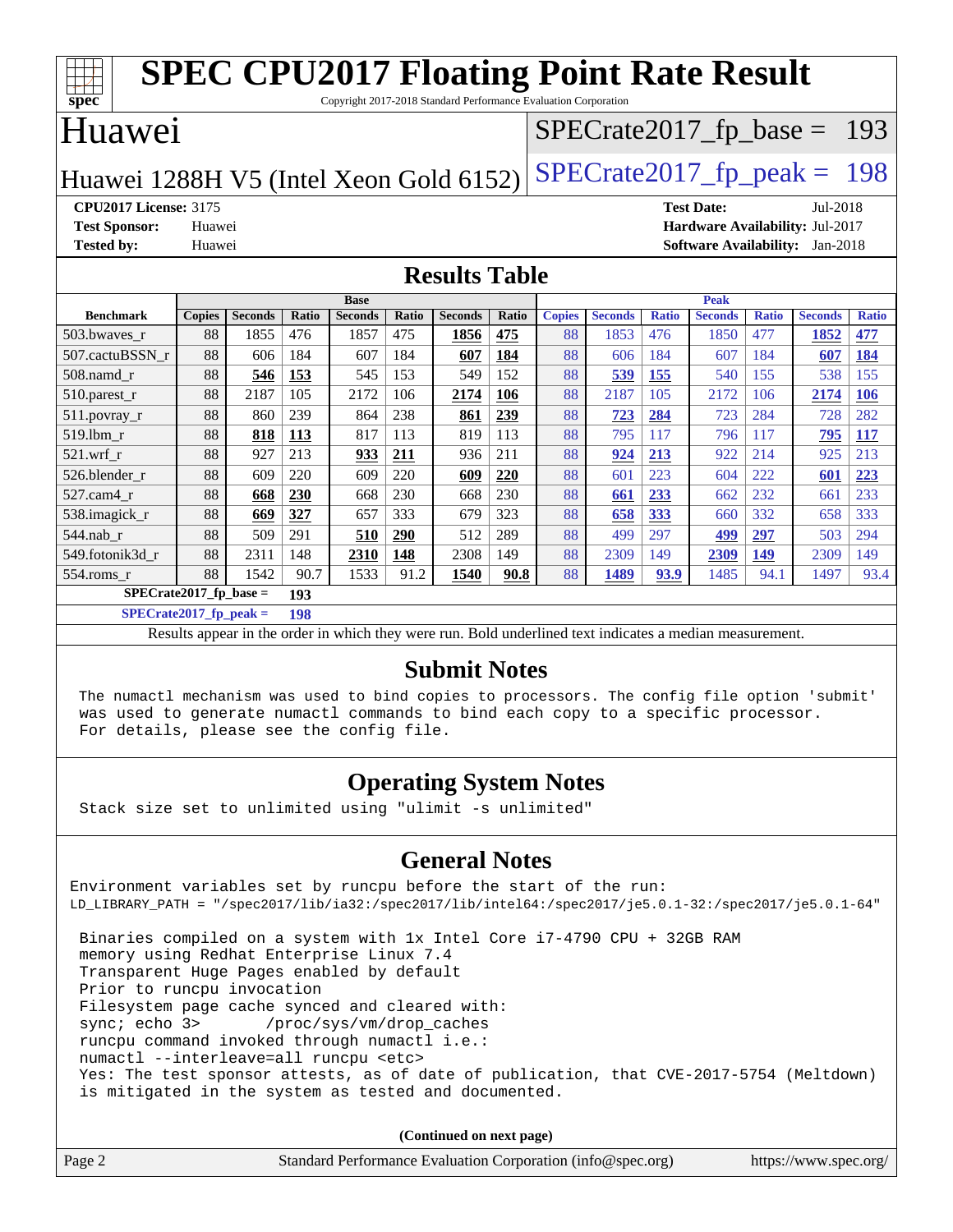# SPEC CPU2017 Floating Point Rate Result

Copyright 2017-2018 Standard Performance Evaluation Corporation

## Huawei

Huawei 1288H V5 (Intel Xeon Gold 6152)

SPECrate2017_fp_base = 193

SPECrate2017_fp_peak = 198

**CPU2017 License:** 3175
**Test Sponsor:** Huawei
**Tested by:** Huawei

**Test Date:** Jul-2018
**Hardware Availability:** Jul-2017
**Software Availability:** Jan-2018

## Results Table

| Benchmark | Base | | | | | | | Peak | | | | | | |
|---|---|---|---|---|---|---|---|---|---|---|---|---|---|---|
| | Copies | Seconds | Ratio | Seconds | Ratio | Seconds | Ratio | Copies | Seconds | Ratio | Seconds | Ratio | Seconds | Ratio |
| 503.bwaves_r | 88 | 1855 | 476 | 1857 | 475 | **1856** | **475** | 88 | 1853 | 476 | 1850 | 477 | **1852** | **477** |
| 507.cactuBSSN_r | 88 | 606 | 184 | 607 | 184 | **607** | **184** | 88 | 606 | 184 | 607 | 184 | **607** | **184** |
| 508.namd_r | 88 | **546** | **153** | 545 | 153 | 549 | 152 | 88 | **539** | **155** | 540 | 155 | 538 | 155 |
| 510.parest_r | 88 | 2187 | 105 | 2172 | 106 | **2174** | **106** | 88 | 2187 | 105 | 2172 | 106 | **2174** | **106** |
| 511.povray_r | 88 | 860 | 239 | 864 | 238 | **861** | **239** | 88 | **723** | **284** | 723 | 284 | 728 | 282 |
| 519.lbm_r | 88 | **818** | **113** | 817 | 113 | 819 | 113 | 88 | 795 | 117 | 796 | 117 | **795** | **117** |
| 521.wrf_r | 88 | 927 | 213 | **933** | **211** | 936 | 211 | 88 | **924** | **213** | 922 | 214 | 925 | 213 |
| 526.blender_r | 88 | 609 | 220 | 609 | 220 | **609** | **220** | 88 | 601 | 223 | 604 | 222 | **601** | **223** |
| 527.cam4_r | 88 | **668** | **230** | 668 | 230 | 668 | 230 | 88 | **661** | **233** | 662 | 232 | 661 | 233 |
| 538.imagick_r | 88 | **669** | **327** | 657 | 333 | 679 | 323 | 88 | **658** | **333** | 660 | 332 | 658 | 333 |
| 544.nab_r | 88 | 509 | 291 | **510** | **290** | 512 | 289 | 88 | 499 | 297 | **499** | **297** | 503 | 294 |
| 549.fotonik3d_r | 88 | 2311 | 148 | **2310** | **148** | 2308 | 149 | 88 | 2309 | 149 | **2309** | **149** | 2309 | 149 |
| 554.roms_r | 88 | 1542 | 90.7 | 1533 | 91.2 | **1540** | **90.8** | 88 | **1489** | **93.9** | 1485 | 94.1 | 1497 | 93.4 |

**SPECrate2017_fp_base = 193**

**SPECrate2017_fp_peak = 198**

Results appear in the order in which they were run. Bold underlined text indicates a median measurement.

## Submit Notes

```
The numactl mechanism was used to bind copies to processors. The config file option 'submit'
was used to generate numactl commands to bind each copy to a specific processor.
For details, please see the config file.
```

## Operating System Notes

```
Stack size set to unlimited using "ulimit -s unlimited"
```

## General Notes

```
Environment variables set by runcpu before the start of the run:
LD_LIBRARY_PATH = "/spec2017/lib/ia32:/spec2017/lib/intel64:/spec2017/je5.0.1-32:/spec2017/je5.0.1-64"

 Binaries compiled on a system with 1x Intel Core i7-4790 CPU + 32GB RAM
 memory using Redhat Enterprise Linux 7.4
 Transparent Huge Pages enabled by default
 Prior to runcpu invocation
 Filesystem page cache synced and cleared with:
 sync; echo 3>       /proc/sys/vm/drop_caches
 runcpu command invoked through numactl i.e.:
 numactl --interleave=all runcpu <etc>
 Yes: The test sponsor attests, as of date of publication, that CVE-2017-5754 (Meltdown)
 is mitigated in the system as tested and documented.
```

(Continued on next page)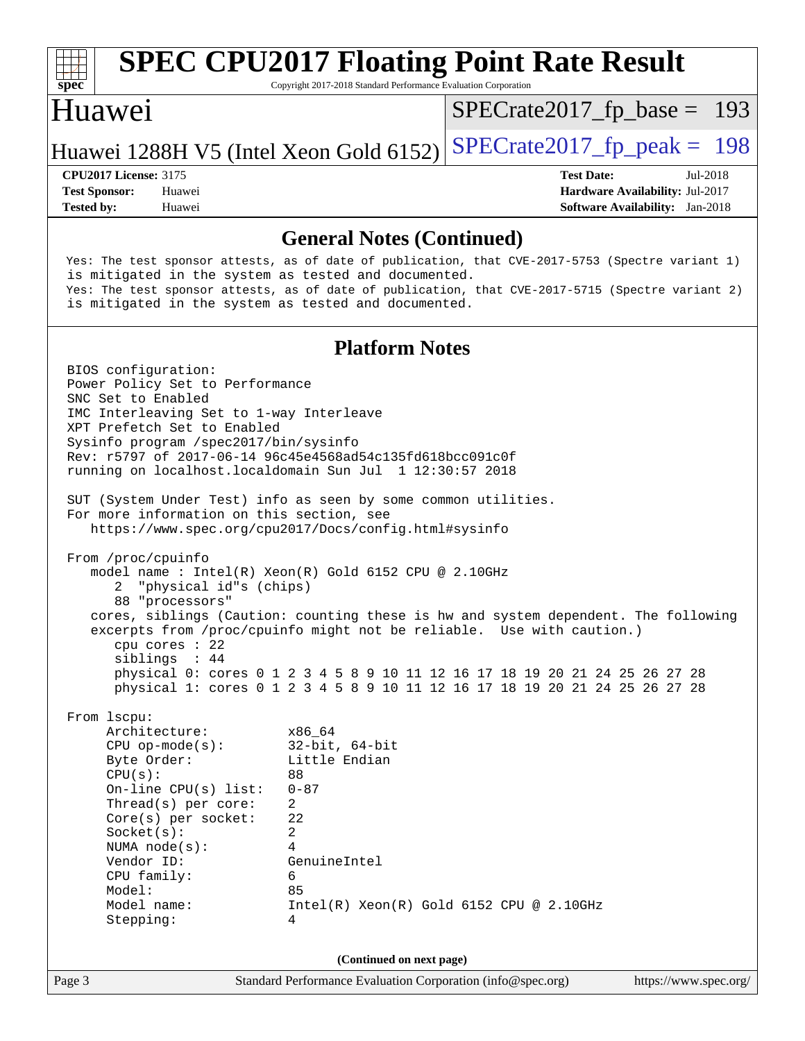## General Notes (Continued)

```
Yes: The test sponsor attests, as of date of publication, that CVE-2017-5753 (Spectre variant 1)
is mitigated in the system as tested and documented.
Yes: The test sponsor attests, as of date of publication, that CVE-2017-5715 (Spectre variant 2)
is mitigated in the system as tested and documented.
```

## Platform Notes

```
BIOS configuration:
Power Policy Set to Performance
SNC Set to Enabled
IMC Interleaving Set to 1-way Interleave
XPT Prefetch Set to Enabled
Sysinfo program /spec2017/bin/sysinfo
Rev: r5797 of 2017-06-14 96c45e4568ad54c135fd618bcc091c0f
running on localhost.localdomain Sun Jul  1 12:30:57 2018

SUT (System Under Test) info as seen by some common utilities.
For more information on this section, see
   https://www.spec.org/cpu2017/Docs/config.html#sysinfo

From /proc/cpuinfo
   model name : Intel(R) Xeon(R) Gold 6152 CPU @ 2.10GHz
      2  "physical id"s (chips)
      88 "processors"
   cores, siblings (Caution: counting these is hw and system dependent. The following
   excerpts from /proc/cpuinfo might not be reliable.  Use with caution.)
      cpu cores : 22
      siblings  : 44
      physical 0: cores 0 1 2 3 4 5 8 9 10 11 12 16 17 18 19 20 21 24 25 26 27 28
      physical 1: cores 0 1 2 3 4 5 8 9 10 11 12 16 17 18 19 20 21 24 25 26 27 28

From lscpu:
     Architecture:          x86_64
     CPU op-mode(s):        32-bit, 64-bit
     Byte Order:            Little Endian
     CPU(s):                88
     On-line CPU(s) list:   0-87
     Thread(s) per core:    2
     Core(s) per socket:    22
     Socket(s):             2
     NUMA node(s):          4
     Vendor ID:             GenuineIntel
     CPU family:            6
     Model:                 85
     Model name:            Intel(R) Xeon(R) Gold 6152 CPU @ 2.10GHz
     Stepping:              4
```

(Continued on next page)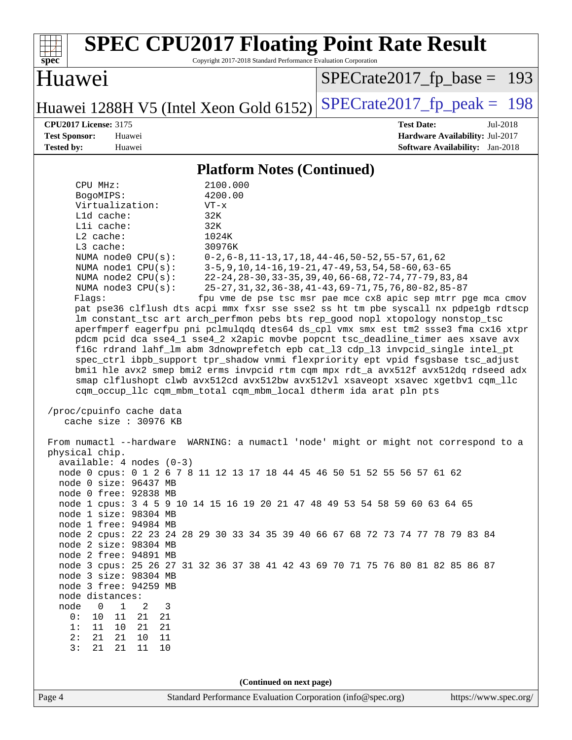# SPEC CPU2017 Floating Point Rate Result

Copyright 2017-2018 Standard Performance Evaluation Corporation

**Huawei**

**Huawei 1288H V5 (Intel Xeon Gold 6152)**

SPECrate2017_fp_base = 193

SPECrate2017_fp_peak = 198

**CPU2017 License:** 3175
**Test Sponsor:** Huawei
**Tested by:** Huawei

**Test Date:** Jul-2018
**Hardware Availability:** Jul-2017
**Software Availability:** Jan-2018

## Platform Notes (Continued)

```
    CPU MHz:               2100.000
    BogoMIPS:              4200.00
    Virtualization:        VT-x
    L1d cache:             32K
    L1i cache:             32K
    L2 cache:              1024K
    L3 cache:              30976K
    NUMA node0 CPU(s):     0-2,6-8,11-13,17,18,44-46,50-52,55-57,61,62
    NUMA node1 CPU(s):     3-5,9,10,14-16,19-21,47-49,53,54,58-60,63-65
    NUMA node2 CPU(s):     22-24,28-30,33-35,39,40,66-68,72-74,77-79,83,84
    NUMA node3 CPU(s):     25-27,31,32,36-38,41-43,69-71,75,76,80-82,85-87
    Flags:                fpu vme de pse tsc msr pae mce cx8 apic sep mtrr pge mca cmov
    pat pse36 clflush dts acpi mmx fxsr sse sse2 ss ht tm pbe syscall nx pdpe1gb rdtscp
    lm constant_tsc art arch_perfmon pebs bts rep_good nopl xtopology nonstop_tsc
    aperfmperf eagerfpu pni pclmulqdq dtes64 ds_cpl vmx smx est tm2 ssse3 fma cx16 xtpr
    pdcm pcid dca sse4_1 sse4_2 x2apic movbe popcnt tsc_deadline_timer aes xsave avx
    f16c rdrand lahf_lm abm 3dnowprefetch epb cat_l3 cdp_l3 invpcid_single intel_pt
    spec_ctrl ibpb_support tpr_shadow vnmi flexpriority ept vpid fsgsbase tsc_adjust
    bmi1 hle avx2 smep bmi2 erms invpcid rtm cqm mpx rdt_a avx512f avx512dq rdseed adx
    smap clflushopt clwb avx512cd avx512bw avx512vl xsaveopt xsavec xgetbv1 cqm_llc
    cqm_occup_llc cqm_mbm_total cqm_mbm_local dtherm ida arat pln pts

 /proc/cpuinfo cache data
    cache size : 30976 KB

 From numactl --hardware  WARNING: a numactl 'node' might or might not correspond to a
 physical chip.
   available: 4 nodes (0-3)
   node 0 cpus: 0 1 2 6 7 8 11 12 13 17 18 44 45 46 50 51 52 55 56 57 61 62
   node 0 size: 96437 MB
   node 0 free: 92838 MB
   node 1 cpus: 3 4 5 9 10 14 15 16 19 20 21 47 48 49 53 54 58 59 60 63 64 65
   node 1 size: 98304 MB
   node 1 free: 94984 MB
   node 2 cpus: 22 23 24 28 29 30 33 34 35 39 40 66 67 68 72 73 74 77 78 79 83 84
   node 2 size: 98304 MB
   node 2 free: 94891 MB
   node 3 cpus: 25 26 27 31 32 36 37 38 41 42 43 69 70 71 75 76 80 81 82 85 86 87
   node 3 size: 98304 MB
   node 3 free: 94259 MB
   node distances:
   node   0   1   2   3
     0:  10  11  21  21
     1:  11  10  21  21
     2:  21  21  10  11
     3:  21  21  11  10
```

(Continued on next page)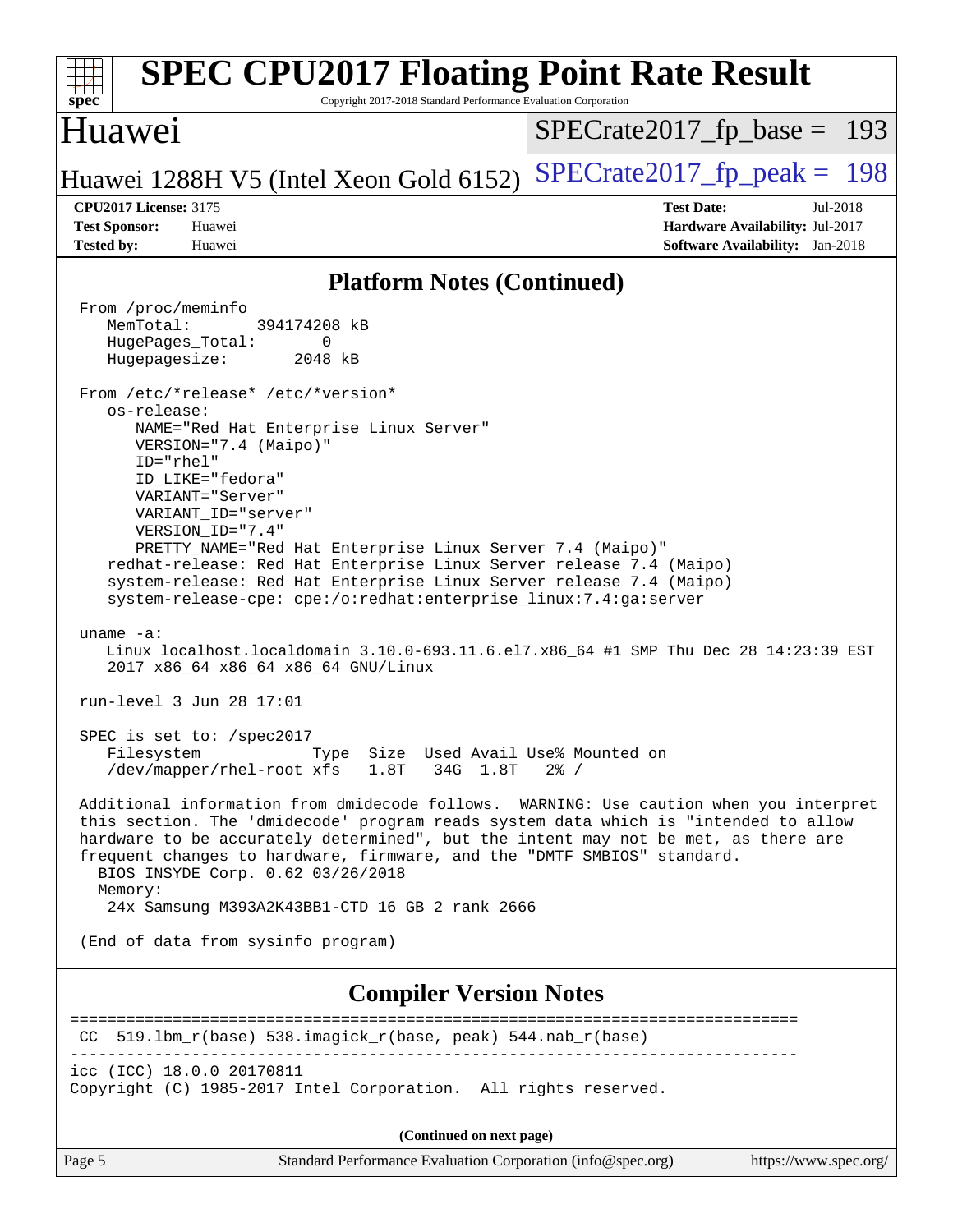## Platform Notes (Continued)

```
From /proc/meminfo
   MemTotal:       394174208 kB
   HugePages_Total:       0
   Hugepagesize:       2048 kB

From /etc/*release* /etc/*version*
   os-release:
      NAME="Red Hat Enterprise Linux Server"
      VERSION="7.4 (Maipo)"
      ID="rhel"
      ID_LIKE="fedora"
      VARIANT="Server"
      VARIANT_ID="server"
      VERSION_ID="7.4"
      PRETTY_NAME="Red Hat Enterprise Linux Server 7.4 (Maipo)"
   redhat-release: Red Hat Enterprise Linux Server release 7.4 (Maipo)
   system-release: Red Hat Enterprise Linux Server release 7.4 (Maipo)
   system-release-cpe: cpe:/o:redhat:enterprise_linux:7.4:ga:server

uname -a:
   Linux localhost.localdomain 3.10.0-693.11.6.el7.x86_64 #1 SMP Thu Dec 28 14:23:39 EST
   2017 x86_64 x86_64 x86_64 GNU/Linux

run-level 3 Jun 28 17:01

SPEC is set to: /spec2017
   Filesystem            Type  Size  Used Avail Use% Mounted on
   /dev/mapper/rhel-root xfs   1.8T   34G  1.8T   2% /

Additional information from dmidecode follows.  WARNING: Use caution when you interpret
this section. The 'dmidecode' program reads system data which is "intended to allow
hardware to be accurately determined", but the intent may not be met, as there are
frequent changes to hardware, firmware, and the "DMTF SMBIOS" standard.
  BIOS INSYDE Corp. 0.62 03/26/2018
  Memory:
   24x Samsung M393A2K43BB1-CTD 16 GB 2 rank 2666

(End of data from sysinfo program)
```

## Compiler Version Notes

```
==============================================================================
 CC  519.lbm_r(base) 538.imagick_r(base, peak) 544.nab_r(base)
------------------------------------------------------------------------------
icc (ICC) 18.0.0 20170811
Copyright (C) 1985-2017 Intel Corporation.  All rights reserved.
```

(Continued on next page)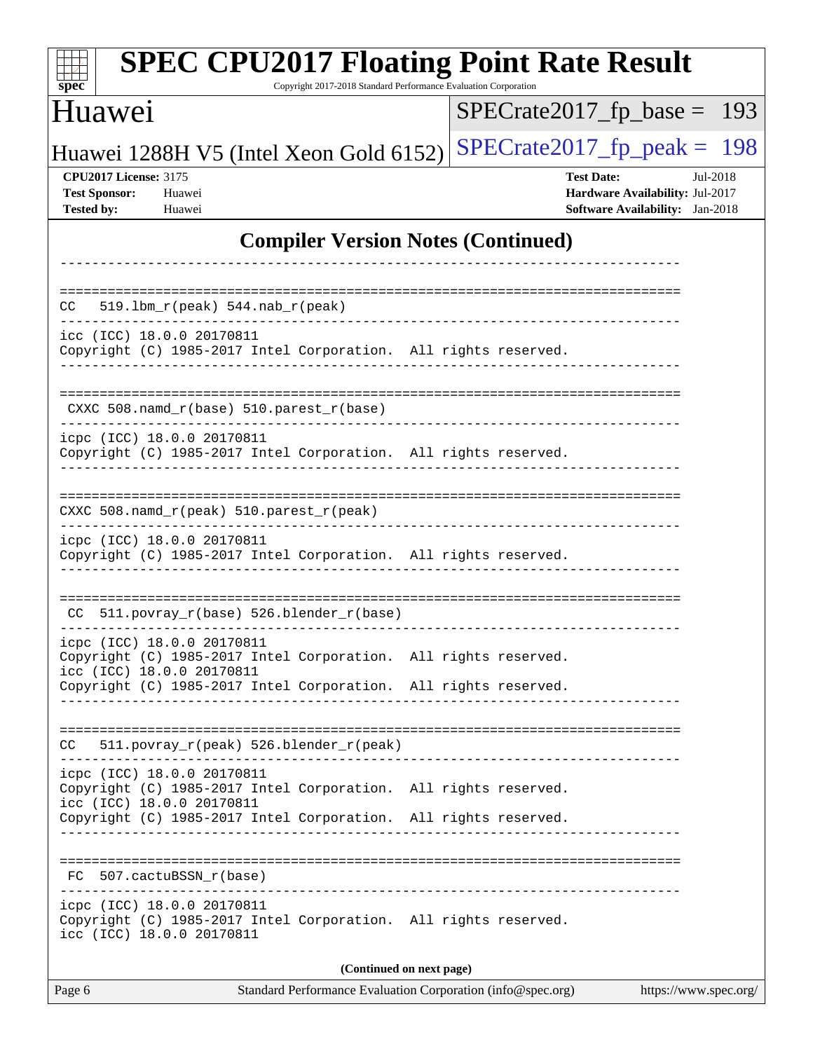## Compiler Version Notes (Continued)

```
------------------------------------------------------------------------------

==============================================================================
CC   519.lbm_r(peak) 544.nab_r(peak)
------------------------------------------------------------------------------
icc (ICC) 18.0.0 20170811
Copyright (C) 1985-2017 Intel Corporation.  All rights reserved.
------------------------------------------------------------------------------

==============================================================================
 CXXC 508.namd_r(base) 510.parest_r(base)
------------------------------------------------------------------------------
icpc (ICC) 18.0.0 20170811
Copyright (C) 1985-2017 Intel Corporation.  All rights reserved.
------------------------------------------------------------------------------

==============================================================================
CXXC 508.namd_r(peak) 510.parest_r(peak)
------------------------------------------------------------------------------
icpc (ICC) 18.0.0 20170811
Copyright (C) 1985-2017 Intel Corporation.  All rights reserved.
------------------------------------------------------------------------------

==============================================================================
 CC  511.povray_r(base) 526.blender_r(base)
------------------------------------------------------------------------------
icpc (ICC) 18.0.0 20170811
Copyright (C) 1985-2017 Intel Corporation.  All rights reserved.
icc (ICC) 18.0.0 20170811
Copyright (C) 1985-2017 Intel Corporation.  All rights reserved.
------------------------------------------------------------------------------

==============================================================================
CC   511.povray_r(peak) 526.blender_r(peak)
------------------------------------------------------------------------------
icpc (ICC) 18.0.0 20170811
Copyright (C) 1985-2017 Intel Corporation.  All rights reserved.
icc (ICC) 18.0.0 20170811
Copyright (C) 1985-2017 Intel Corporation.  All rights reserved.
------------------------------------------------------------------------------

==============================================================================
 FC  507.cactuBSSN_r(base)
------------------------------------------------------------------------------
icpc (ICC) 18.0.0 20170811
Copyright (C) 1985-2017 Intel Corporation.  All rights reserved.
icc (ICC) 18.0.0 20170811
```

(Continued on next page)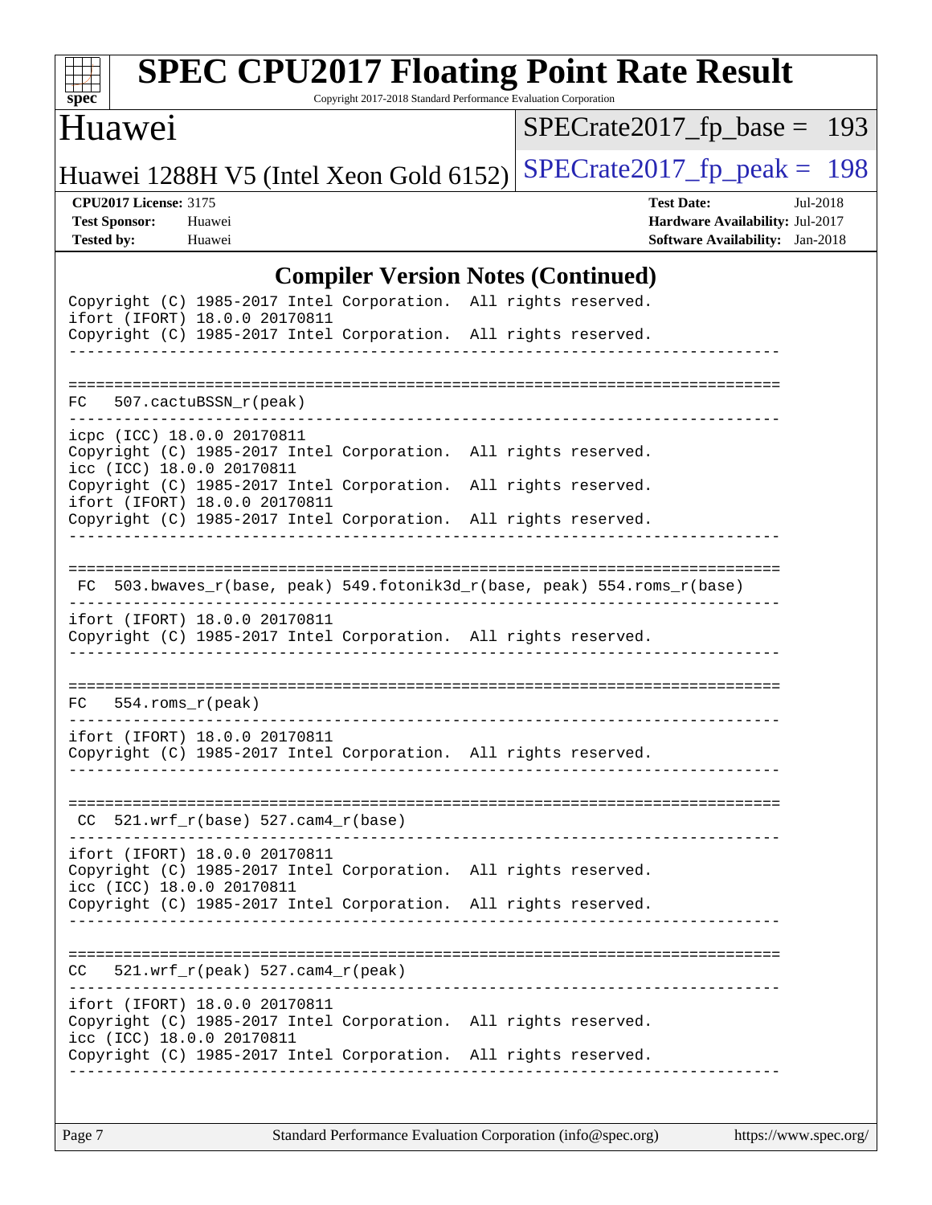# SPEC CPU2017 Floating Point Rate Result

Copyright 2017-2018 Standard Performance Evaluation Corporation

## Huawei

Huawei 1288H V5 (Intel Xeon Gold 6152)

SPECrate2017_fp_base = 193

SPECrate2017_fp_peak = 198

**CPU2017 License:** 3175
**Test Sponsor:** Huawei
**Tested by:** Huawei

**Test Date:** Jul-2018
**Hardware Availability:** Jul-2017
**Software Availability:** Jan-2018

### Compiler Version Notes (Continued)

```
Copyright (C) 1985-2017 Intel Corporation.  All rights reserved.
ifort (IFORT) 18.0.0 20170811
Copyright (C) 1985-2017 Intel Corporation.  All rights reserved.
------------------------------------------------------------------------------

==============================================================================
FC   507.cactuBSSN_r(peak)
------------------------------------------------------------------------------
icpc (ICC) 18.0.0 20170811
Copyright (C) 1985-2017 Intel Corporation.  All rights reserved.
icc (ICC) 18.0.0 20170811
Copyright (C) 1985-2017 Intel Corporation.  All rights reserved.
ifort (IFORT) 18.0.0 20170811
Copyright (C) 1985-2017 Intel Corporation.  All rights reserved.
------------------------------------------------------------------------------

==============================================================================
 FC  503.bwaves_r(base, peak) 549.fotonik3d_r(base, peak) 554.roms_r(base)
------------------------------------------------------------------------------
ifort (IFORT) 18.0.0 20170811
Copyright (C) 1985-2017 Intel Corporation.  All rights reserved.
------------------------------------------------------------------------------

==============================================================================
FC   554.roms_r(peak)
------------------------------------------------------------------------------
ifort (IFORT) 18.0.0 20170811
Copyright (C) 1985-2017 Intel Corporation.  All rights reserved.
------------------------------------------------------------------------------

==============================================================================
 CC  521.wrf_r(base) 527.cam4_r(base)
------------------------------------------------------------------------------
ifort (IFORT) 18.0.0 20170811
Copyright (C) 1985-2017 Intel Corporation.  All rights reserved.
icc (ICC) 18.0.0 20170811
Copyright (C) 1985-2017 Intel Corporation.  All rights reserved.
------------------------------------------------------------------------------

==============================================================================
CC   521.wrf_r(peak) 527.cam4_r(peak)
------------------------------------------------------------------------------
ifort (IFORT) 18.0.0 20170811
Copyright (C) 1985-2017 Intel Corporation.  All rights reserved.
icc (ICC) 18.0.0 20170811
Copyright (C) 1985-2017 Intel Corporation.  All rights reserved.
------------------------------------------------------------------------------
```

Standard Performance Evaluation Corporation (info@spec.org) https://www.spec.org/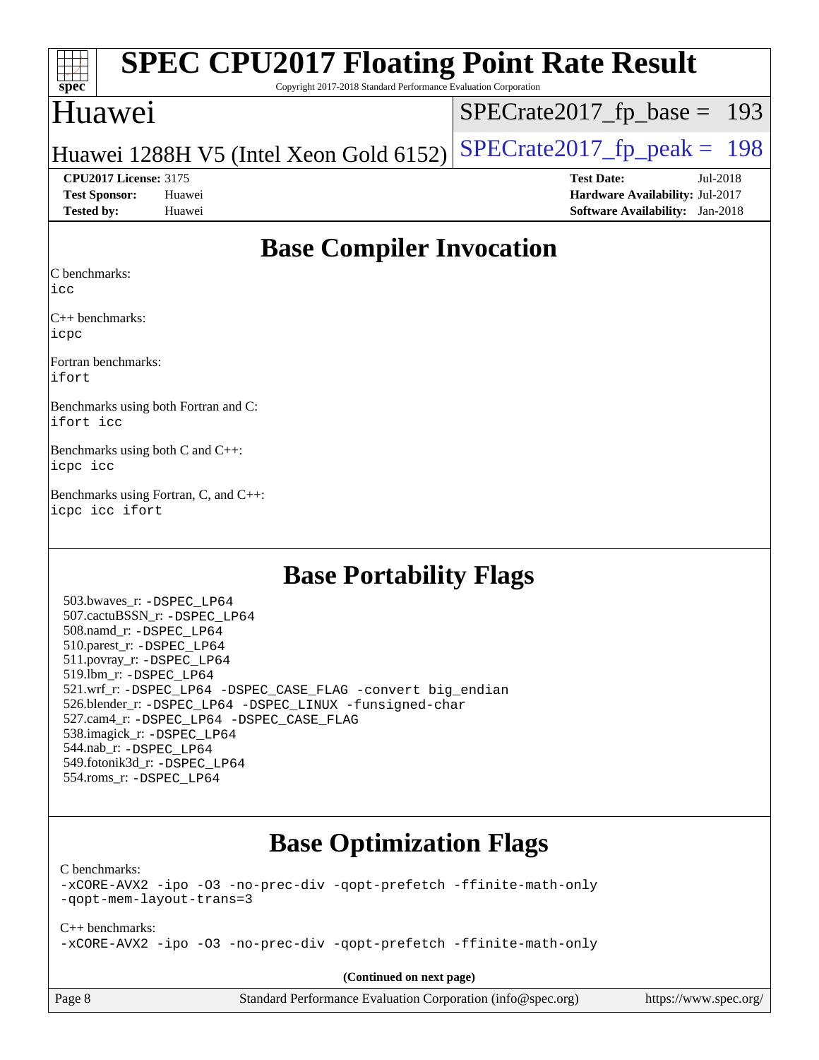# SPEC CPU2017 Floating Point Rate Result

Copyright 2017-2018 Standard Performance Evaluation Corporation

## Huawei

Huawei 1288H V5 (Intel Xeon Gold 6152)

SPECrate2017_fp_base = 193

SPECrate2017_fp_peak = 198

**CPU2017 License:** 3175
**Test Sponsor:** Huawei
**Tested by:** Huawei

**Test Date:** Jul-2018
**Hardware Availability:** Jul-2017
**Software Availability:** Jan-2018

## Base Compiler Invocation

C benchmarks:
`icc`

C++ benchmarks:
`icpc`

Fortran benchmarks:
`ifort`

Benchmarks using both Fortran and C:
`ifort icc`

Benchmarks using both C and C++:
`icpc icc`

Benchmarks using Fortran, C, and C++:
`icpc icc ifort`

## Base Portability Flags

503.bwaves_r: `-DSPEC_LP64`
507.cactuBSSN_r: `-DSPEC_LP64`
508.namd_r: `-DSPEC_LP64`
510.parest_r: `-DSPEC_LP64`
511.povray_r: `-DSPEC_LP64`
519.lbm_r: `-DSPEC_LP64`
521.wrf_r: `-DSPEC_LP64 -DSPEC_CASE_FLAG -convert big_endian`
526.blender_r: `-DSPEC_LP64 -DSPEC_LINUX -funsigned-char`
527.cam4_r: `-DSPEC_LP64 -DSPEC_CASE_FLAG`
538.imagick_r: `-DSPEC_LP64`
544.nab_r: `-DSPEC_LP64`
549.fotonik3d_r: `-DSPEC_LP64`
554.roms_r: `-DSPEC_LP64`

## Base Optimization Flags

C benchmarks:
`-xCORE-AVX2 -ipo -O3 -no-prec-div -qopt-prefetch -ffinite-math-only -qopt-mem-layout-trans=3`

C++ benchmarks:
`-xCORE-AVX2 -ipo -O3 -no-prec-div -qopt-prefetch -ffinite-math-only`

**(Continued on next page)**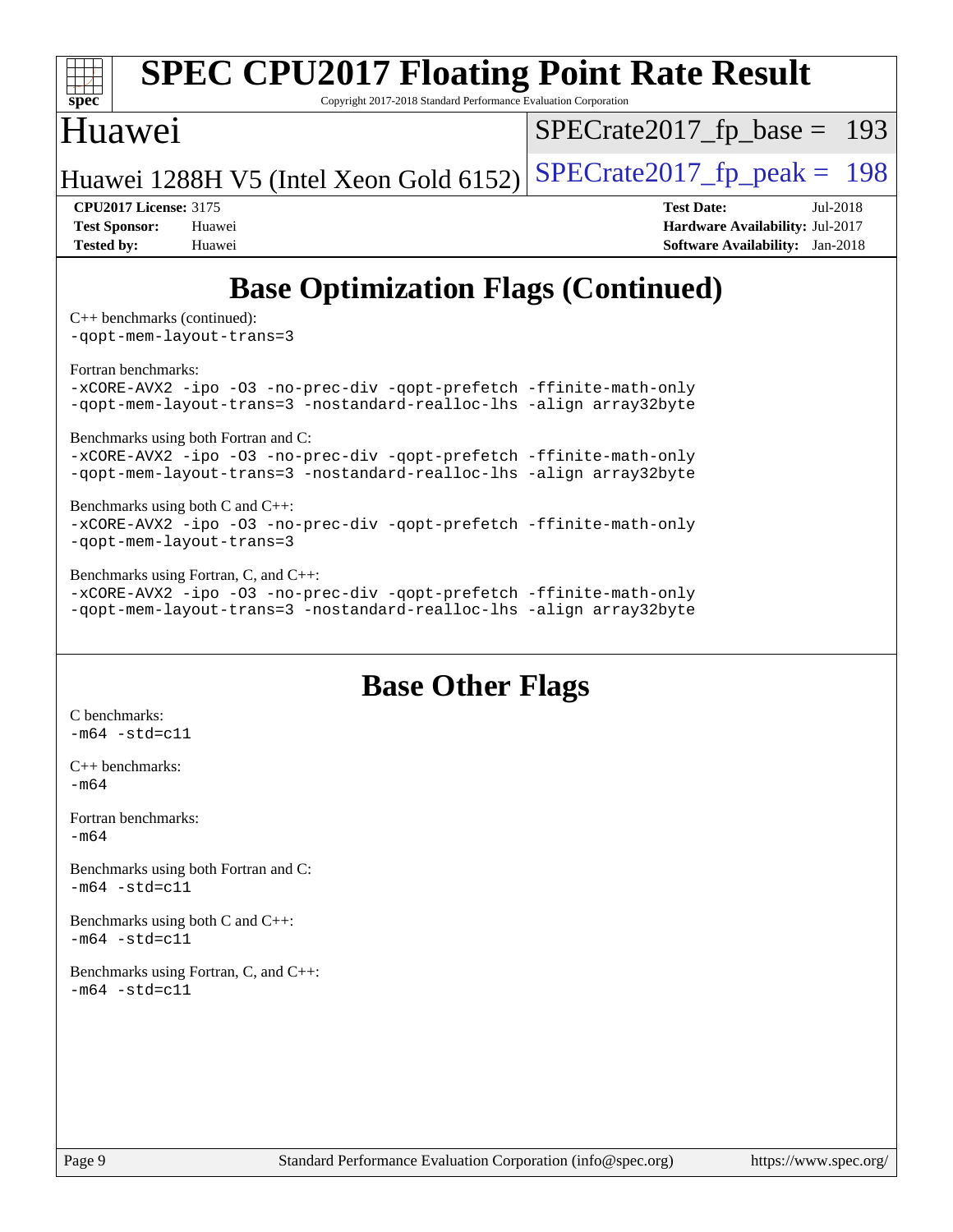# Base Optimization Flags (Continued)

C++ benchmarks (continued):
-qopt-mem-layout-trans=3

Fortran benchmarks:
-xCORE-AVX2 -ipo -O3 -no-prec-div -qopt-prefetch -ffinite-math-only
-qopt-mem-layout-trans=3 -nostandard-realloc-lhs -align array32byte

Benchmarks using both Fortran and C:
-xCORE-AVX2 -ipo -O3 -no-prec-div -qopt-prefetch -ffinite-math-only
-qopt-mem-layout-trans=3 -nostandard-realloc-lhs -align array32byte

Benchmarks using both C and C++:
-xCORE-AVX2 -ipo -O3 -no-prec-div -qopt-prefetch -ffinite-math-only
-qopt-mem-layout-trans=3

Benchmarks using Fortran, C, and C++:
-xCORE-AVX2 -ipo -O3 -no-prec-div -qopt-prefetch -ffinite-math-only
-qopt-mem-layout-trans=3 -nostandard-realloc-lhs -align array32byte

# Base Other Flags

C benchmarks:
-m64 -std=c11

C++ benchmarks:
-m64

Fortran benchmarks:
-m64

Benchmarks using both Fortran and C:
-m64 -std=c11

Benchmarks using both C and C++:
-m64 -std=c11

Benchmarks using Fortran, C, and C++:
-m64 -std=c11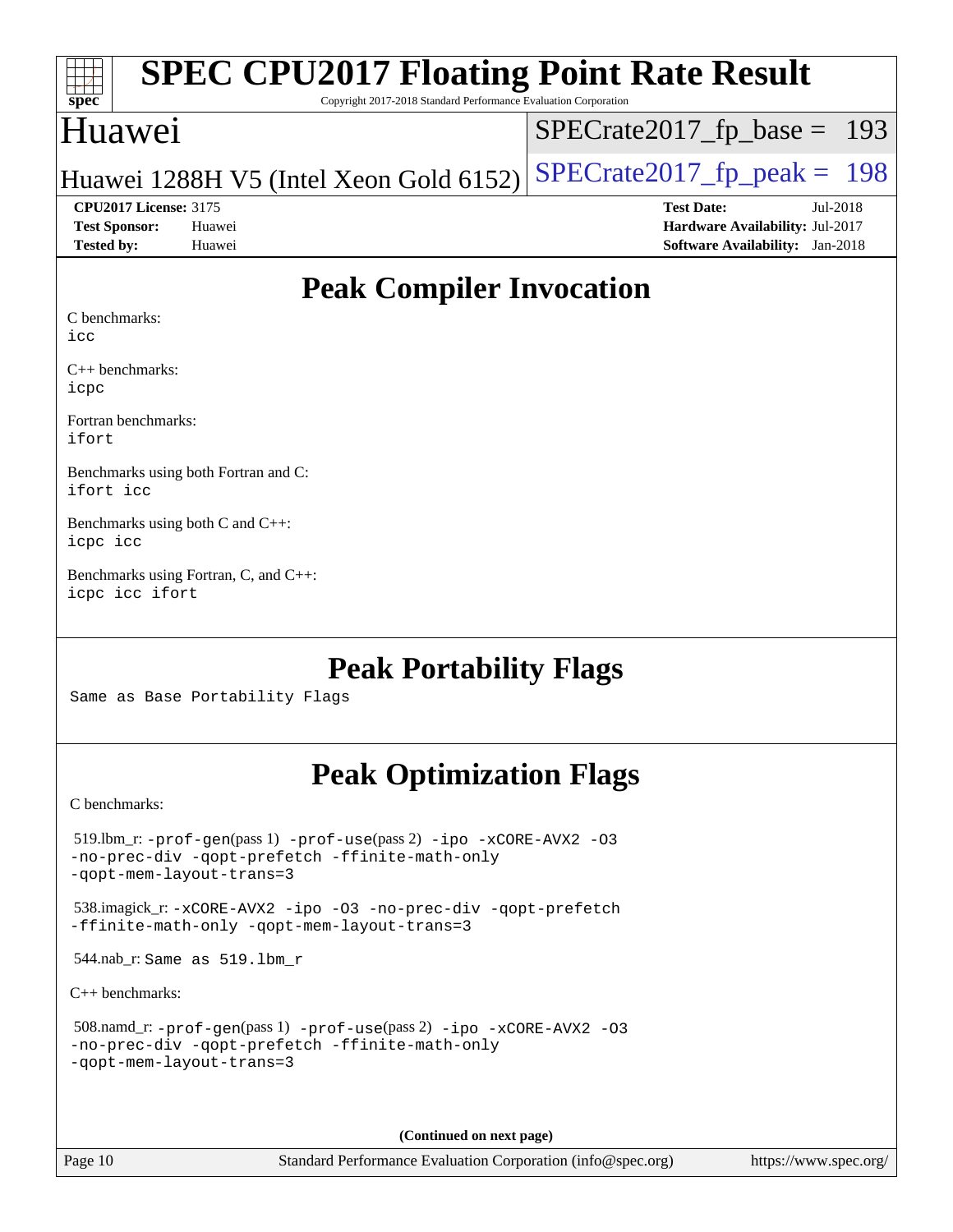# Peak Compiler Invocation

C benchmarks:
icc

C++ benchmarks:
icpc

Fortran benchmarks:
ifort

Benchmarks using both Fortran and C:
ifort icc

Benchmarks using both C and C++:
icpc icc

Benchmarks using Fortran, C, and C++:
icpc icc ifort

# Peak Portability Flags

Same as Base Portability Flags

# Peak Optimization Flags

C benchmarks:

519.lbm_r: -prof-gen(pass 1) -prof-use(pass 2) -ipo -xCORE-AVX2 -O3 -no-prec-div -qopt-prefetch -ffinite-math-only -qopt-mem-layout-trans=3

538.imagick_r: -xCORE-AVX2 -ipo -O3 -no-prec-div -qopt-prefetch -ffinite-math-only -qopt-mem-layout-trans=3

544.nab_r: Same as 519.lbm_r

C++ benchmarks:

508.namd_r: -prof-gen(pass 1) -prof-use(pass 2) -ipo -xCORE-AVX2 -O3 -no-prec-div -qopt-prefetch -ffinite-math-only -qopt-mem-layout-trans=3

(Continued on next page)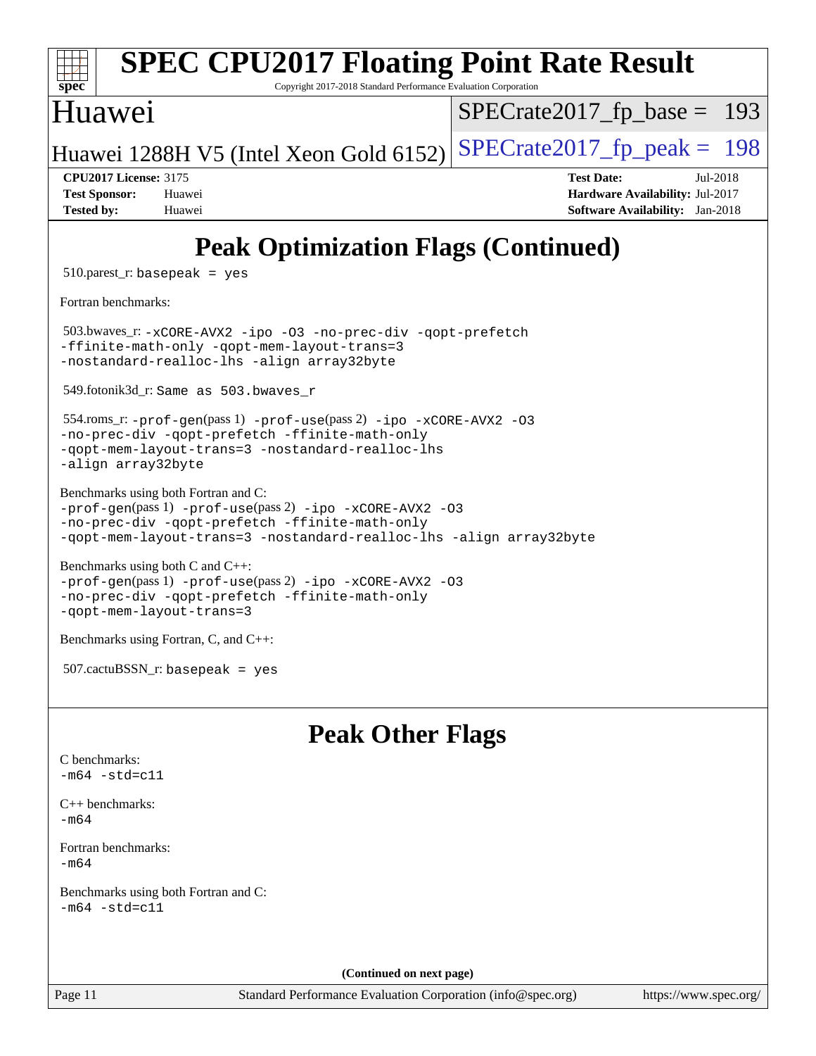# SPEC CPU2017 Floating Point Rate Result

Copyright 2017-2018 Standard Performance Evaluation Corporation

## Huawei

Huawei 1288H V5 (Intel Xeon Gold 6152)

SPECrate2017_fp_base = 193

SPECrate2017_fp_peak = 198

**CPU2017 License:** 3175
**Test Sponsor:** Huawei
**Tested by:** Huawei

**Test Date:** Jul-2018
**Hardware Availability:** Jul-2017
**Software Availability:** Jan-2018

## Peak Optimization Flags (Continued)

510.parest_r: `basepeak = yes`

Fortran benchmarks:

503.bwaves_r: `-xCORE-AVX2 -ipo -O3 -no-prec-div -qopt-prefetch -ffinite-math-only -qopt-mem-layout-trans=3 -nostandard-realloc-lhs -align array32byte`

549.fotonik3d_r: `Same as 503.bwaves_r`

554.roms_r: `-prof-gen`(pass 1) `-prof-use`(pass 2) `-ipo -xCORE-AVX2 -O3 -no-prec-div -qopt-prefetch -ffinite-math-only -qopt-mem-layout-trans=3 -nostandard-realloc-lhs -align array32byte`

Benchmarks using both Fortran and C:
`-prof-gen`(pass 1) `-prof-use`(pass 2) `-ipo -xCORE-AVX2 -O3 -no-prec-div -qopt-prefetch -ffinite-math-only -qopt-mem-layout-trans=3 -nostandard-realloc-lhs -align array32byte`

Benchmarks using both C and C++:
`-prof-gen`(pass 1) `-prof-use`(pass 2) `-ipo -xCORE-AVX2 -O3 -no-prec-div -qopt-prefetch -ffinite-math-only -qopt-mem-layout-trans=3`

Benchmarks using Fortran, C, and C++:

507.cactuBSSN_r: `basepeak = yes`

## Peak Other Flags

C benchmarks:
`-m64 -std=c11`

C++ benchmarks:
`-m64`

Fortran benchmarks:
`-m64`

Benchmarks using both Fortran and C:
`-m64 -std=c11`

**(Continued on next page)**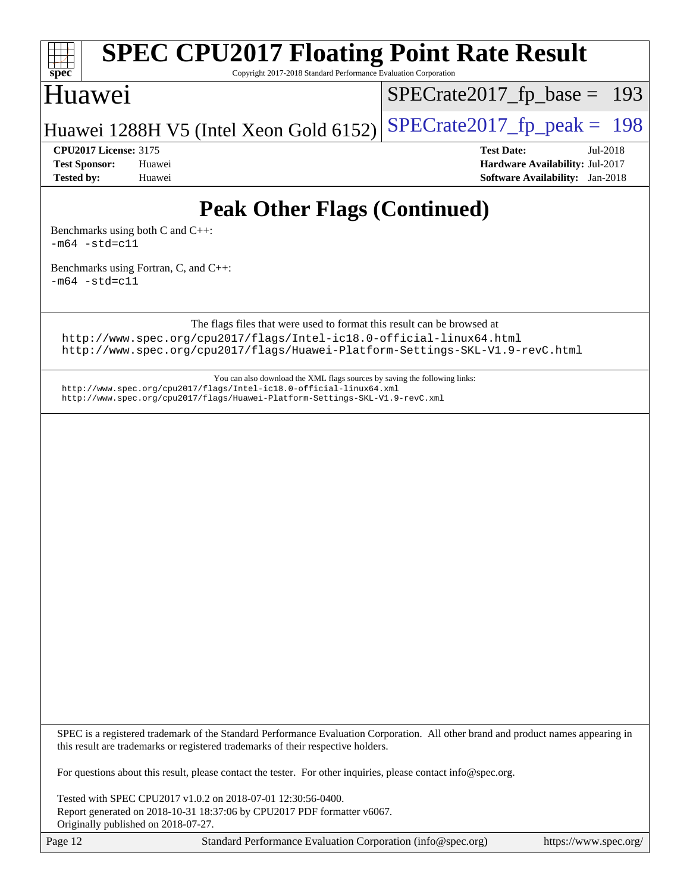# Peak Other Flags (Continued)

Benchmarks using both C and C++:
`-m64 -std=c11`

Benchmarks using Fortran, C, and C++:
`-m64 -std=c11`

The flags files that were used to format this result can be browsed at
http://www.spec.org/cpu2017/flags/Intel-ic18.0-official-linux64.html
http://www.spec.org/cpu2017/flags/Huawei-Platform-Settings-SKL-V1.9-revC.html

You can also download the XML flags sources by saving the following links:
http://www.spec.org/cpu2017/flags/Intel-ic18.0-official-linux64.xml
http://www.spec.org/cpu2017/flags/Huawei-Platform-Settings-SKL-V1.9-revC.xml

SPEC is a registered trademark of the Standard Performance Evaluation Corporation. All other brand and product names appearing in this result are trademarks or registered trademarks of their respective holders.

For questions about this result, please contact the tester. For other inquiries, please contact info@spec.org.

Tested with SPEC CPU2017 v1.0.2 on 2018-07-01 12:30:56-0400.
Report generated on 2018-10-31 18:37:06 by CPU2017 PDF formatter v6067.
Originally published on 2018-07-27.